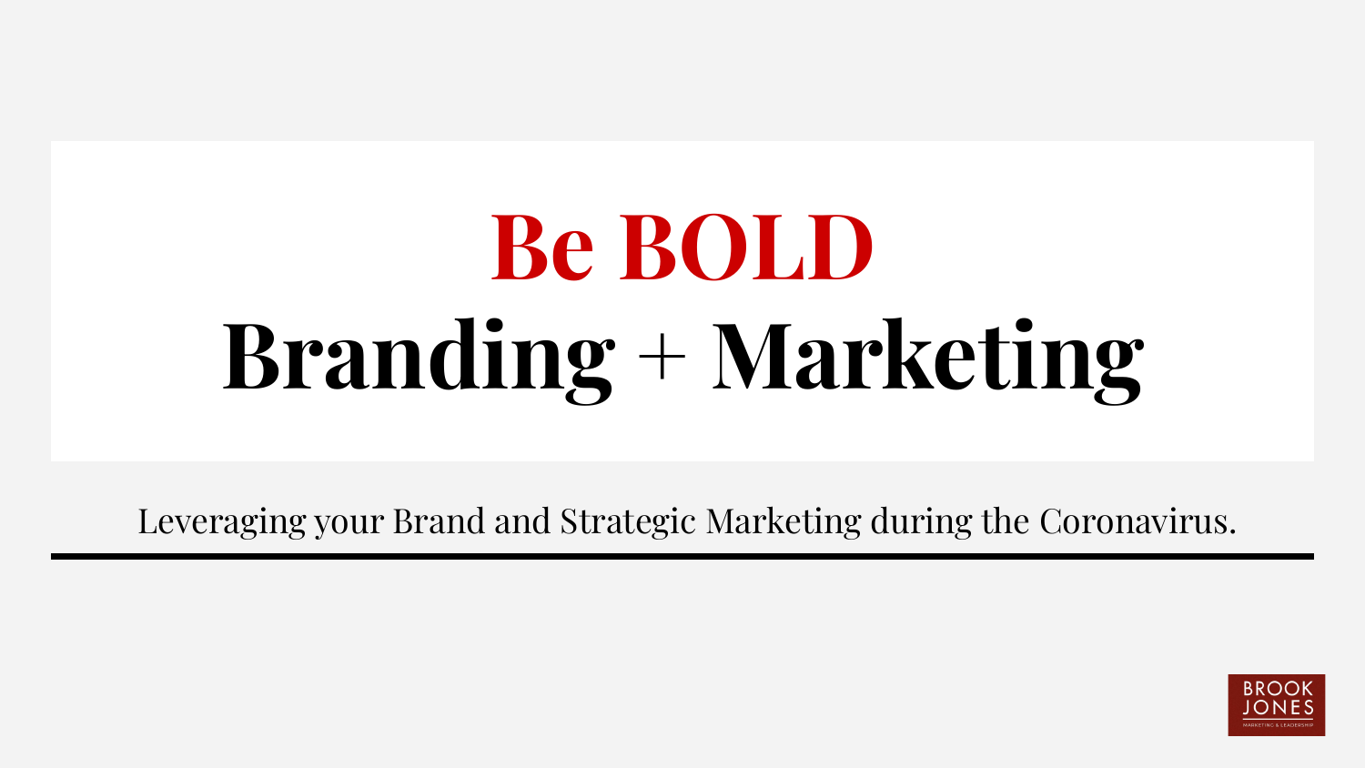# Be BOLD
# Branding + Marketing

Leveraging your Brand and Strategic Marketing during the Coronavirus.

BROOK JONES
MARKETING & LEADERSHIP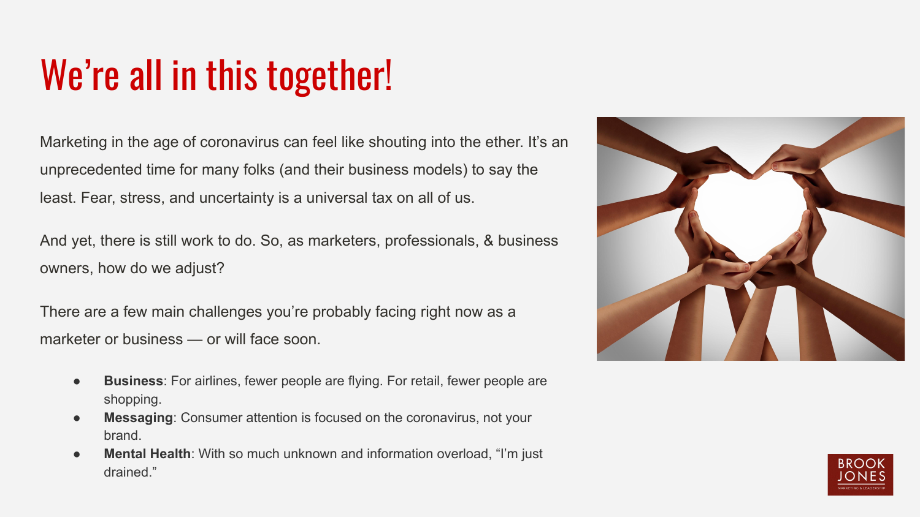# We're all in this together!

Marketing in the age of coronavirus can feel like shouting into the ether. It's an unprecedented time for many folks (and their business models) to say the least. Fear, stress, and uncertainty is a universal tax on all of us.

And yet, there is still work to do. So, as marketers, professionals, & business owners, how do we adjust?

There are a few main challenges you're probably facing right now as a marketer or business — or will face soon.

- **Business**: For airlines, fewer people are flying. For retail, fewer people are shopping.
- **Messaging**: Consumer attention is focused on the coronavirus, not your brand.
- **Mental Health**: With so much unknown and information overload, "I'm just drained."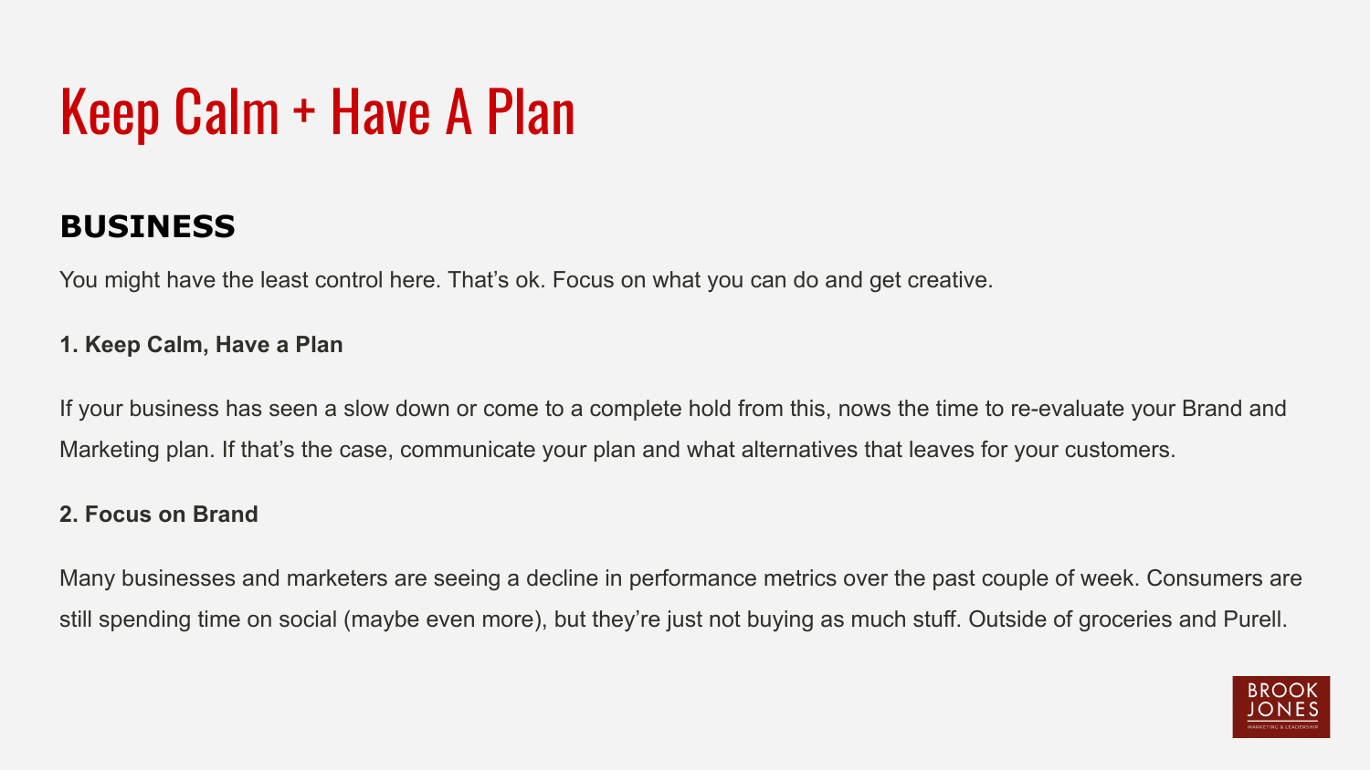# Keep Calm + Have A Plan

## BUSINESS

You might have the least control here. That's ok. Focus on what you can do and get creative.

**1. Keep Calm, Have a Plan**

If your business has seen a slow down or come to a complete hold from this, nows the time to re-evaluate your Brand and Marketing plan. If that's the case, communicate your plan and what alternatives that leaves for your customers.

**2. Focus on Brand**

Many businesses and marketers are seeing a decline in performance metrics over the past couple of week. Consumers are still spending time on social (maybe even more), but they're just not buying as much stuff. Outside of groceries and Purell.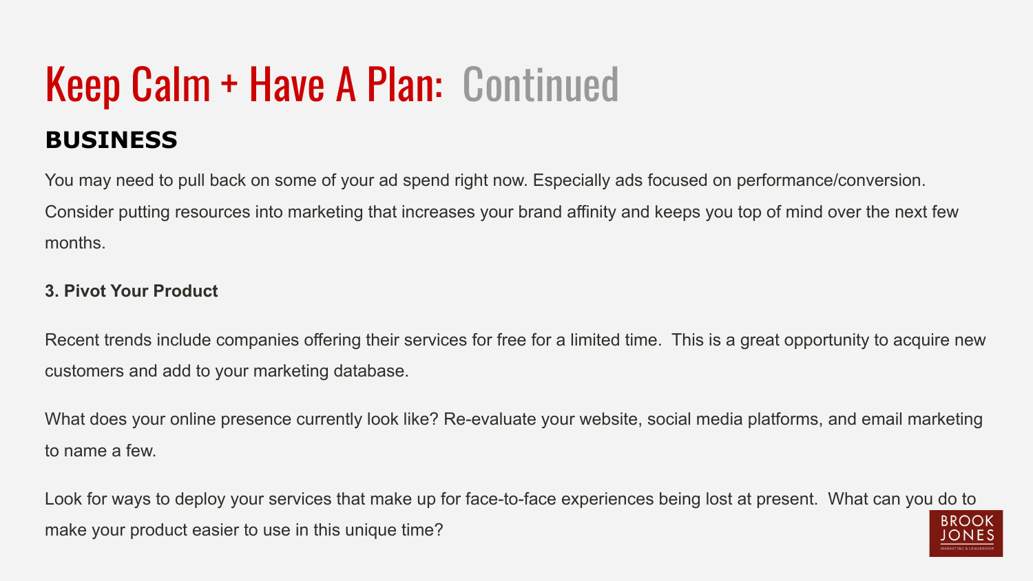# Keep Calm + Have A Plan: Continued

## BUSINESS

You may need to pull back on some of your ad spend right now. Especially ads focused on performance/conversion. Consider putting resources into marketing that increases your brand affinity and keeps you top of mind over the next few months.

**3. Pivot Your Product**

Recent trends include companies offering their services for free for a limited time. This is a great opportunity to acquire new customers and add to your marketing database.

What does your online presence currently look like? Re-evaluate your website, social media platforms, and email marketing to name a few.

Look for ways to deploy your services that make up for face-to-face experiences being lost at present. What can you do to make your product easier to use in this unique time?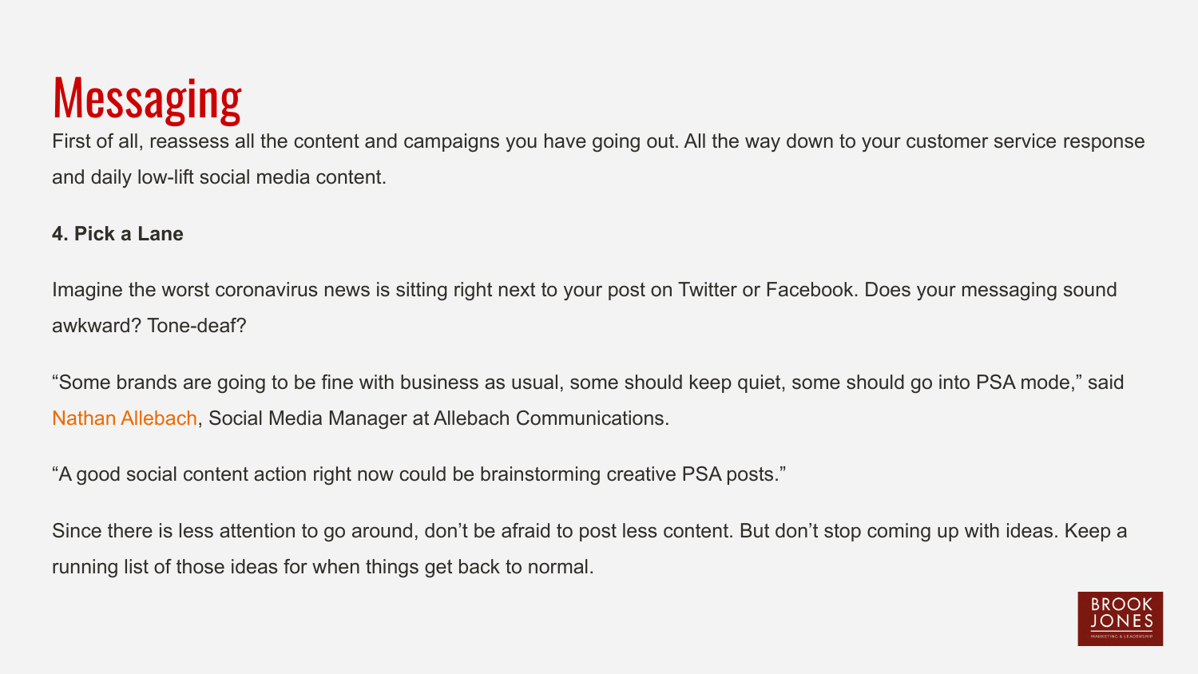# Messaging

First of all, reassess all the content and campaigns you have going out. All the way down to your customer service response and daily low-lift social media content.

**4. Pick a Lane**

Imagine the worst coronavirus news is sitting right next to your post on Twitter or Facebook. Does your messaging sound awkward? Tone-deaf?

“Some brands are going to be fine with business as usual, some should keep quiet, some should go into PSA mode,” said Nathan Allebach, Social Media Manager at Allebach Communications.

“A good social content action right now could be brainstorming creative PSA posts.”

Since there is less attention to go around, don’t be afraid to post less content. But don’t stop coming up with ideas. Keep a running list of those ideas for when things get back to normal.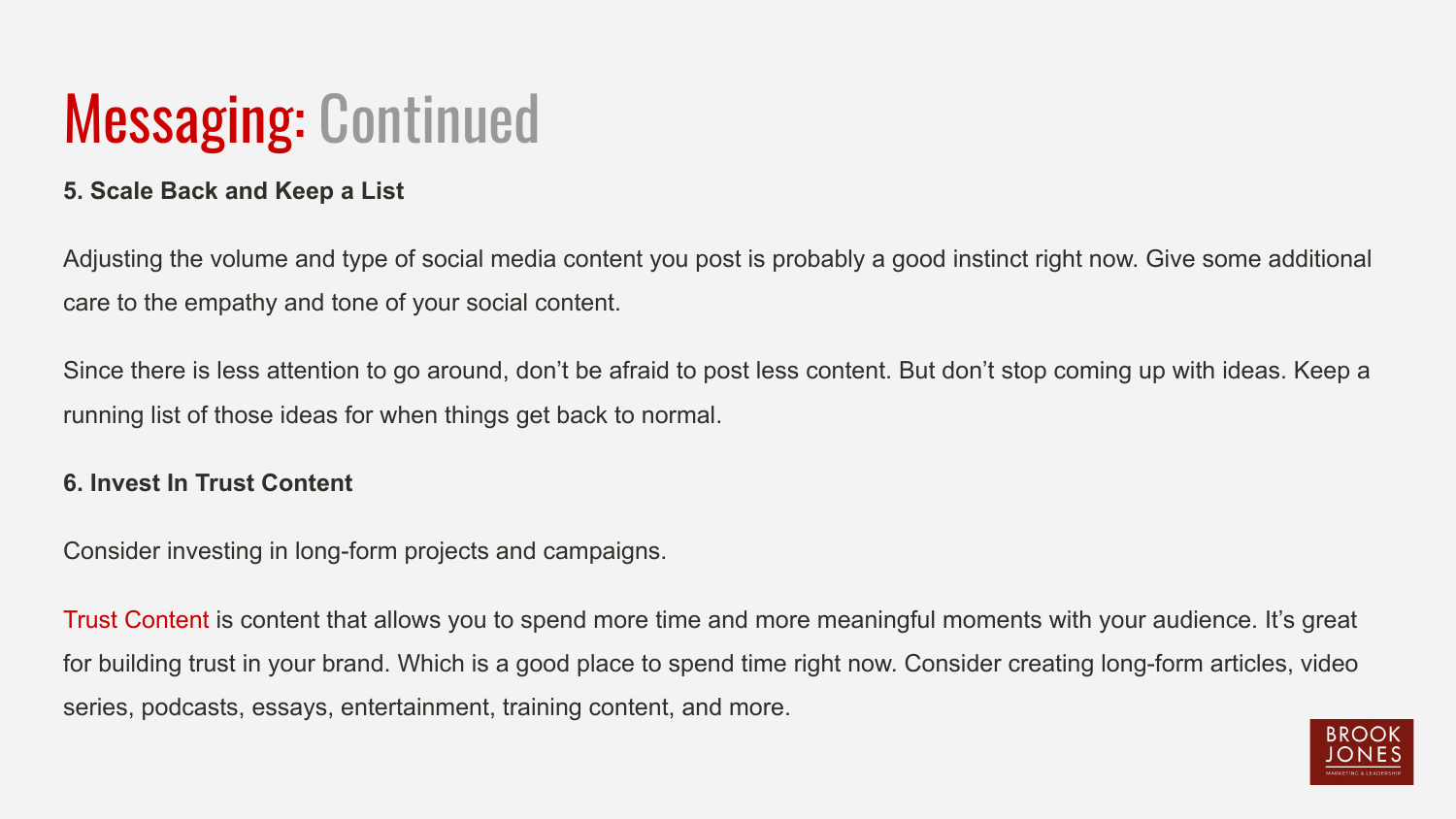# Messaging: Continued

**5. Scale Back and Keep a List**

Adjusting the volume and type of social media content you post is probably a good instinct right now. Give some additional care to the empathy and tone of your social content.

Since there is less attention to go around, don't be afraid to post less content. But don't stop coming up with ideas. Keep a running list of those ideas for when things get back to normal.

**6. Invest In Trust Content**

Consider investing in long-form projects and campaigns.

Trust Content is content that allows you to spend more time and more meaningful moments with your audience. It's great for building trust in your brand. Which is a good place to spend time right now. Consider creating long-form articles, video series, podcasts, essays, entertainment, training content, and more.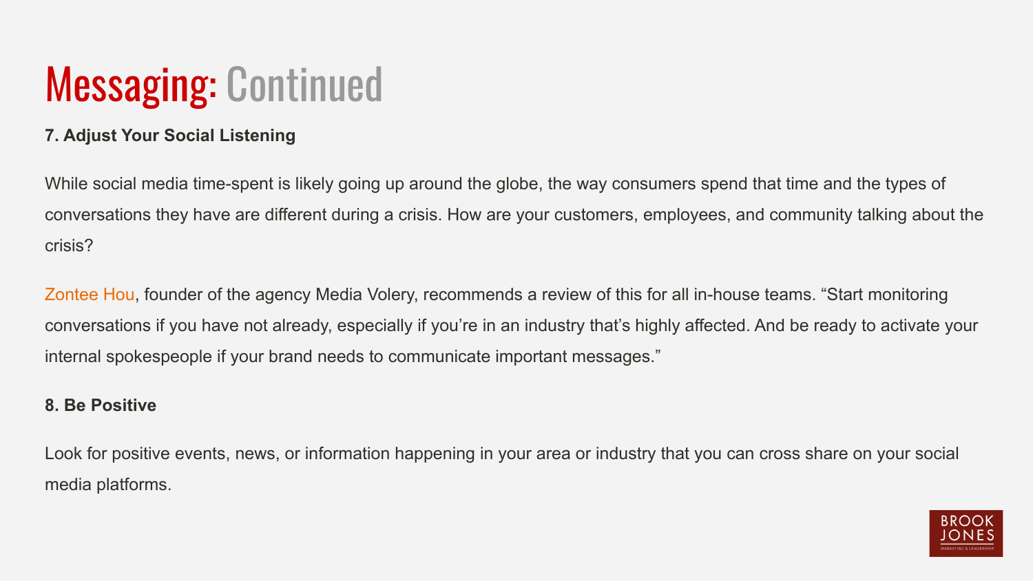# Messaging: Continued

**7. Adjust Your Social Listening**

While social media time-spent is likely going up around the globe, the way consumers spend that time and the types of conversations they have are different during a crisis. How are your customers, employees, and community talking about the crisis?

Zontee Hou, founder of the agency Media Volery, recommends a review of this for all in-house teams. “Start monitoring conversations if you have not already, especially if you’re in an industry that’s highly affected. And be ready to activate your internal spokespeople if your brand needs to communicate important messages.”

**8. Be Positive**

Look for positive events, news, or information happening in your area or industry that you can cross share on your social media platforms.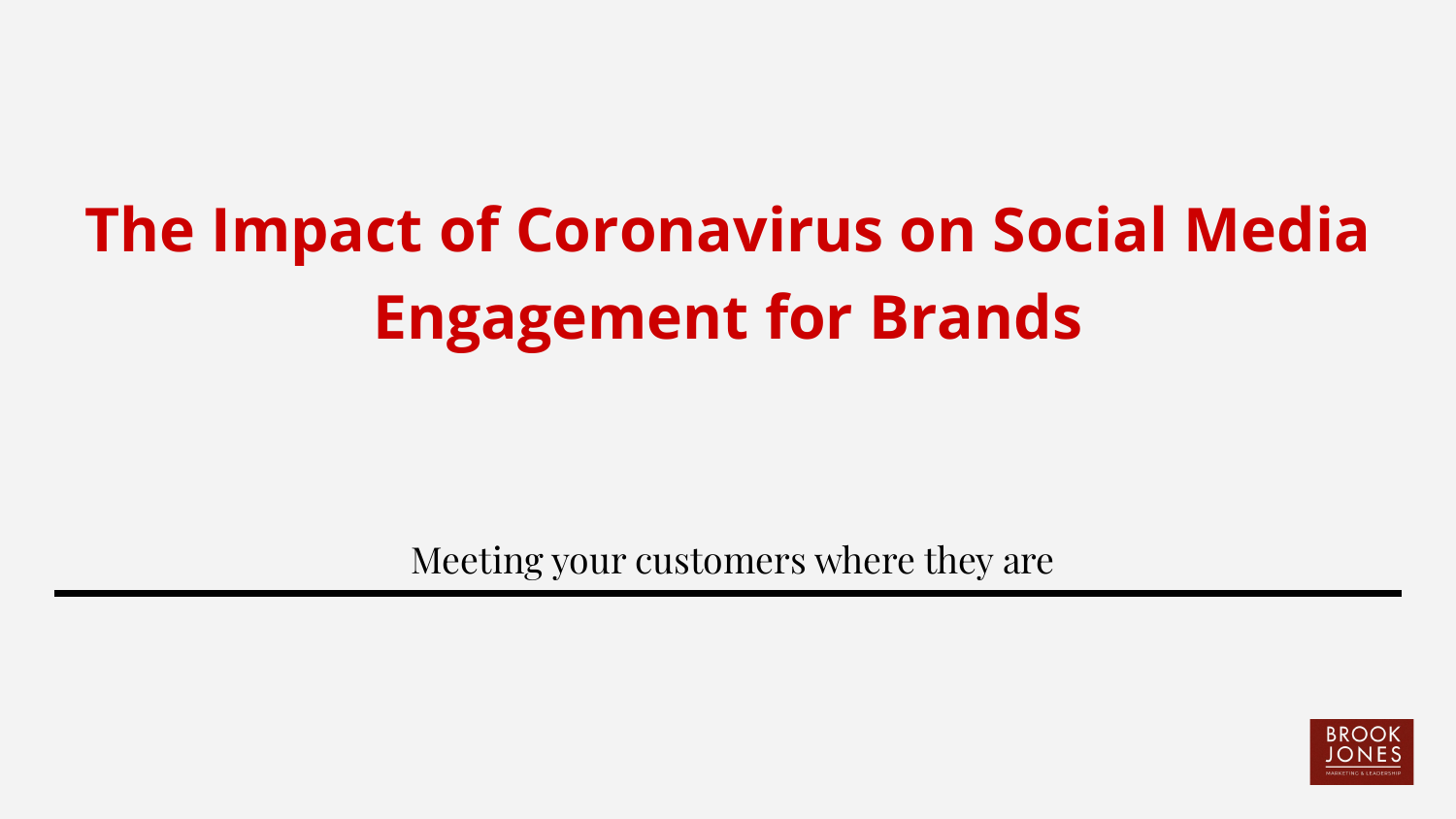# The Impact of Coronavirus on Social Media Engagement for Brands

Meeting your customers where they are

BROOK JONES
MARKETING & LEADERSHIP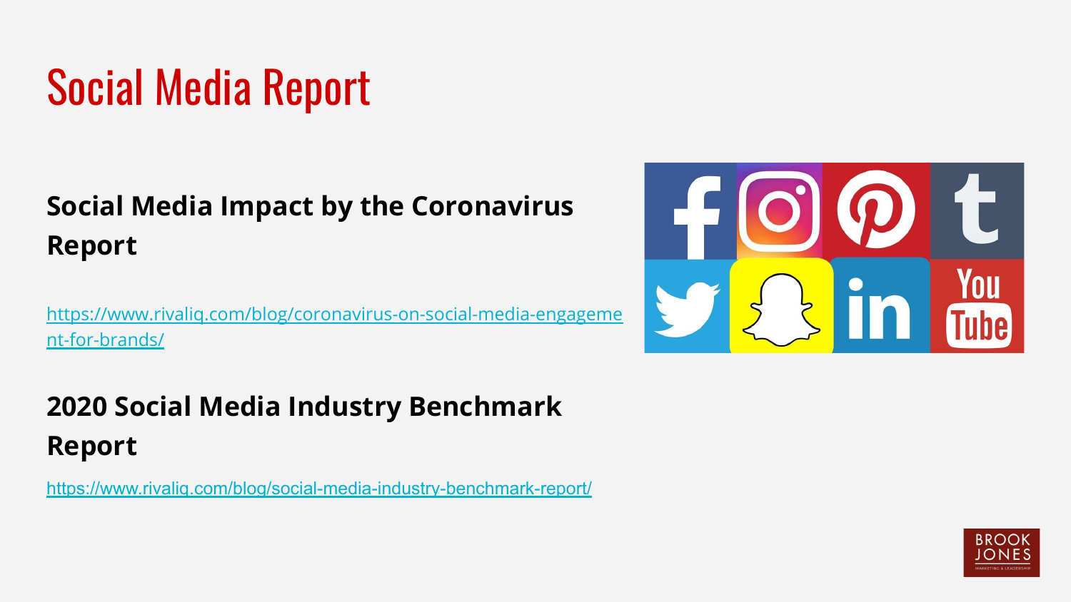# Social Media Report

## Social Media Impact by the Coronavirus Report

https://www.rivaliq.com/blog/coronavirus-on-social-media-engagement-for-brands/

## 2020 Social Media Industry Benchmark Report

https://www.rivaliq.com/blog/social-media-industry-benchmark-report/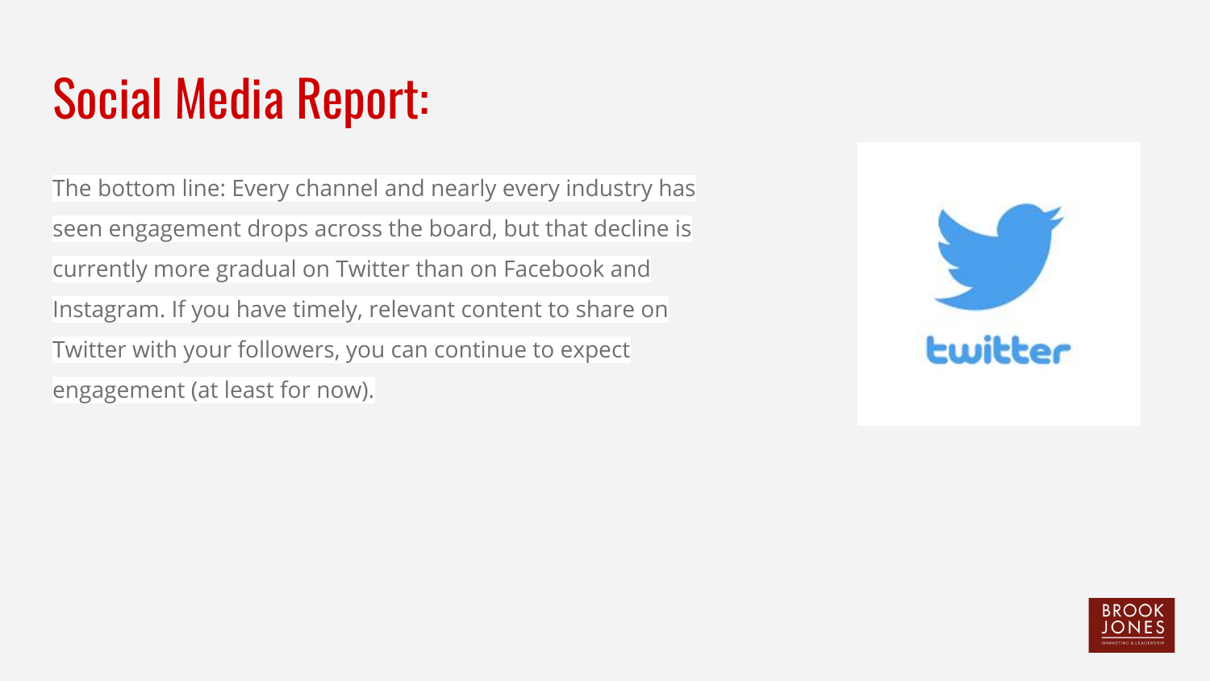# Social Media Report:

The bottom line: Every channel and nearly every industry has seen engagement drops across the board, but that decline is currently more gradual on Twitter than on Facebook and Instagram. If you have timely, relevant content to share on Twitter with your followers, you can continue to expect engagement (at least for now).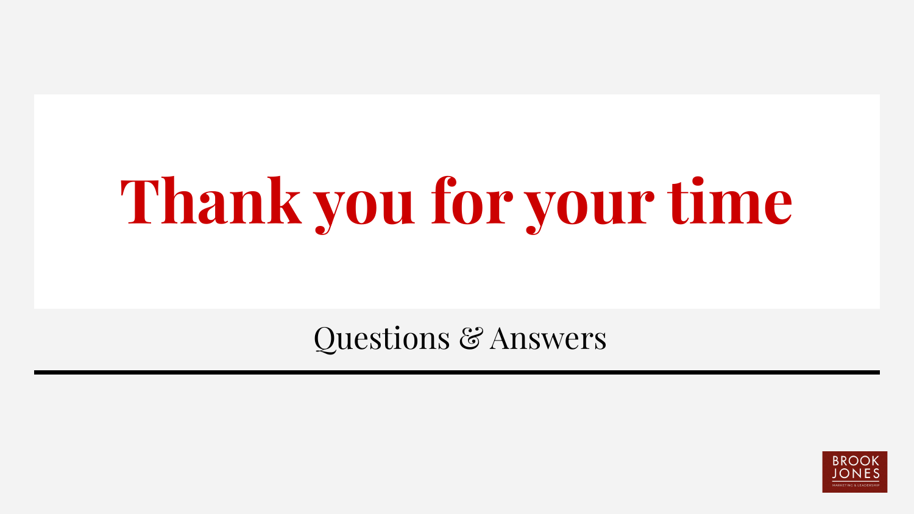# Thank you for your time

Questions & Answers

BROOK JONES
MARKETING & LEADERSHIP